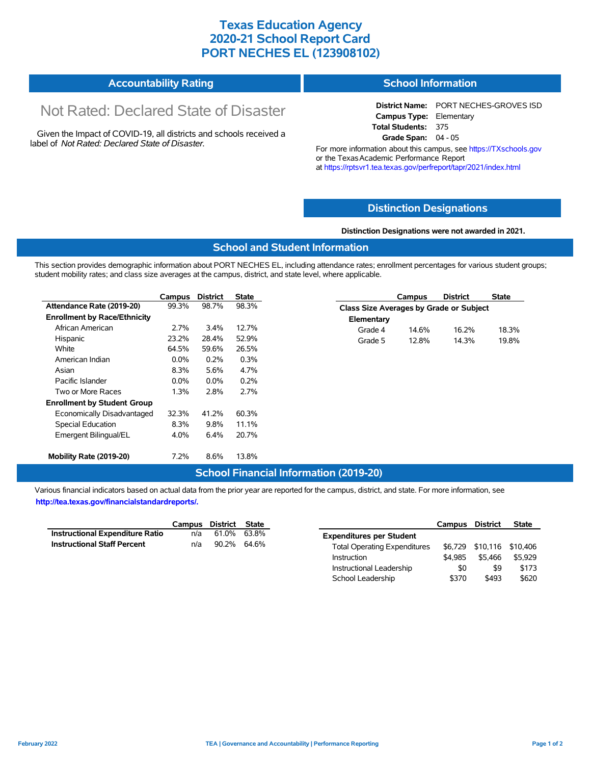# Texas Education Agency
# 2020-21 School Report Card
# PORT NECHES EL (123908102)

## Accountability Rating

Not Rated: Declared State of Disaster

Given the Impact of COVID-19, all districts and schools received a label of *Not Rated: Declared State of Disaster*.

## School Information

**District Name:** PORT NECHES-GROVES ISD
**Campus Type:** Elementary
**Total Students:** 375
**Grade Span:** 04 - 05

For more information about this campus, see https://TXschools.gov or the Texas Academic Performance Report at https://rptsvr1.tea.texas.gov/perfreport/tapr/2021/index.html

## Distinction Designations

**Distinction Designations were not awarded in 2021.**

## School and Student Information

This section provides demographic information about PORT NECHES EL, including attendance rates; enrollment percentages for various student groups; student mobility rates; and class size averages at the campus, district, and state level, where applicable.

| | Campus | District | State |
|---|---|---|---|
| **Attendance Rate (2019-20)** | 99.3% | 98.7% | 98.3% |
| **Enrollment by Race/Ethnicity** | | | |
| African American | 2.7% | 3.4% | 12.7% |
| Hispanic | 23.2% | 28.4% | 52.9% |
| White | 64.5% | 59.6% | 26.5% |
| American Indian | 0.0% | 0.2% | 0.3% |
| Asian | 8.3% | 5.6% | 4.7% |
| Pacific Islander | 0.0% | 0.0% | 0.2% |
| Two or More Races | 1.3% | 2.8% | 2.7% |
| **Enrollment by Student Group** | | | |
| Economically Disadvantaged | 32.3% | 41.2% | 60.3% |
| Special Education | 8.3% | 9.8% | 11.1% |
| Emergent Bilingual/EL | 4.0% | 6.4% | 20.7% |
| **Mobility Rate (2019-20)** | 7.2% | 8.6% | 13.8% |

| | Campus | District | State |
|---|---|---|---|
| **Class Size Averages by Grade or Subject** | | | |
| **Elementary** | | | |
| Grade 4 | 14.6% | 16.2% | 18.3% |
| Grade 5 | 12.8% | 14.3% | 19.8% |

## School Financial Information (2019-20)

Various financial indicators based on actual data from the prior year are reported for the campus, district, and state. For more information, see **http://tea.texas.gov/financialstandardreports/.**

| | Campus | District | State |
|---|---|---|---|
| **Instructional Expenditure Ratio** | n/a | 61.0% | 63.8% |
| **Instructional Staff Percent** | n/a | 90.2% | 64.6% |

| | Campus | District | State |
|---|---|---|---|
| **Expenditures per Student** | | | |
| Total Operating Expenditures | $6,729 | $10,116 | $10,406 |
| Instruction | $4,985 | $5,466 | $5,929 |
| Instructional Leadership | $0 | $9 | $173 |
| School Leadership | $370 | $493 | $620 |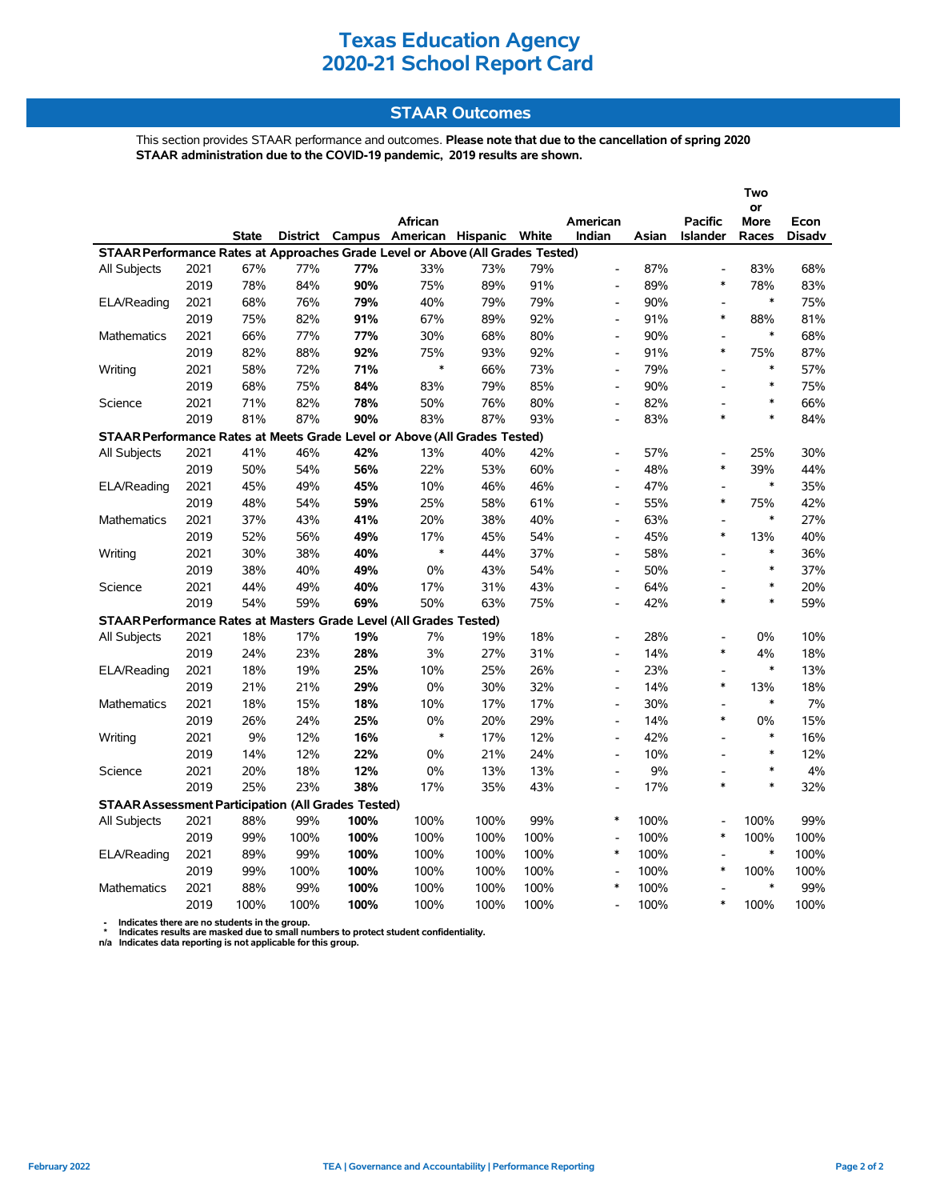# Texas Education Agency
# 2020-21 School Report Card

## STAAR Outcomes

This section provides STAAR performance and outcomes. **Please note that due to the cancellation of spring 2020 STAAR administration due to the COVID-19 pandemic, 2019 results are shown.**

| | | State | District | Campus | African American | Hispanic | White | American Indian | Asian | Pacific Islander | Two or More Races | Econ Disadv |
|---|---|---|---|---|---|---|---|---|---|---|---|---|
| **STAAR Performance Rates at Approaches Grade Level or Above (All Grades Tested)** | | | | | | | | | | | | |
| All Subjects | 2021 | 67% | 77% | **77%** | 33% | 73% | 79% | - | 87% | - | 83% | 68% |
| | 2019 | 78% | 84% | **90%** | 75% | 89% | 91% | - | 89% | * | 78% | 83% |
| ELA/Reading | 2021 | 68% | 76% | **79%** | 40% | 79% | 79% | - | 90% | - | * | 75% |
| | 2019 | 75% | 82% | **91%** | 67% | 89% | 92% | - | 91% | * | 88% | 81% |
| Mathematics | 2021 | 66% | 77% | **77%** | 30% | 68% | 80% | - | 90% | - | * | 68% |
| | 2019 | 82% | 88% | **92%** | 75% | 93% | 92% | - | 91% | * | 75% | 87% |
| Writing | 2021 | 58% | 72% | **71%** | * | 66% | 73% | - | 79% | - | * | 57% |
| | 2019 | 68% | 75% | **84%** | 83% | 79% | 85% | - | 90% | - | * | 75% |
| Science | 2021 | 71% | 82% | **78%** | 50% | 76% | 80% | - | 82% | - | * | 66% |
| | 2019 | 81% | 87% | **90%** | 83% | 87% | 93% | - | 83% | * | * | 84% |
| **STAAR Performance Rates at Meets Grade Level or Above (All Grades Tested)** | | | | | | | | | | | | |
| All Subjects | 2021 | 41% | 46% | **42%** | 13% | 40% | 42% | - | 57% | - | 25% | 30% |
| | 2019 | 50% | 54% | **56%** | 22% | 53% | 60% | - | 48% | * | 39% | 44% |
| ELA/Reading | 2021 | 45% | 49% | **45%** | 10% | 46% | 46% | - | 47% | - | * | 35% |
| | 2019 | 48% | 54% | **59%** | 25% | 58% | 61% | - | 55% | * | 75% | 42% |
| Mathematics | 2021 | 37% | 43% | **41%** | 20% | 38% | 40% | - | 63% | - | * | 27% |
| | 2019 | 52% | 56% | **49%** | 17% | 45% | 54% | - | 45% | * | 13% | 40% |
| Writing | 2021 | 30% | 38% | **40%** | * | 44% | 37% | - | 58% | - | * | 36% |
| | 2019 | 38% | 40% | **49%** | 0% | 43% | 54% | - | 50% | - | * | 37% |
| Science | 2021 | 44% | 49% | **40%** | 17% | 31% | 43% | - | 64% | - | * | 20% |
| | 2019 | 54% | 59% | **69%** | 50% | 63% | 75% | - | 42% | * | * | 59% |
| **STAAR Performance Rates at Masters Grade Level (All Grades Tested)** | | | | | | | | | | | | |
| All Subjects | 2021 | 18% | 17% | **19%** | 7% | 19% | 18% | - | 28% | - | 0% | 10% |
| | 2019 | 24% | 23% | **28%** | 3% | 27% | 31% | - | 14% | * | 4% | 18% |
| ELA/Reading | 2021 | 18% | 19% | **25%** | 10% | 25% | 26% | - | 23% | - | * | 13% |
| | 2019 | 21% | 21% | **29%** | 0% | 30% | 32% | - | 14% | * | 13% | 18% |
| Mathematics | 2021 | 18% | 15% | **18%** | 10% | 17% | 17% | - | 30% | - | * | 7% |
| | 2019 | 26% | 24% | **25%** | 0% | 20% | 29% | - | 14% | * | 0% | 15% |
| Writing | 2021 | 9% | 12% | **16%** | * | 17% | 12% | - | 42% | - | * | 16% |
| | 2019 | 14% | 12% | **22%** | 0% | 21% | 24% | - | 10% | - | * | 12% |
| Science | 2021 | 20% | 18% | **12%** | 0% | 13% | 13% | - | 9% | - | * | 4% |
| | 2019 | 25% | 23% | **38%** | 17% | 35% | 43% | - | 17% | * | * | 32% |
| **STAAR Assessment Participation (All Grades Tested)** | | | | | | | | | | | | |
| All Subjects | 2021 | 88% | 99% | **100%** | 100% | 100% | 99% | * | 100% | - | 100% | 99% |
| | 2019 | 99% | 100% | **100%** | 100% | 100% | 100% | - | 100% | * | 100% | 100% |
| ELA/Reading | 2021 | 89% | 99% | **100%** | 100% | 100% | 100% | * | 100% | - | * | 100% |
| | 2019 | 99% | 100% | **100%** | 100% | 100% | 100% | - | 100% | * | 100% | 100% |
| Mathematics | 2021 | 88% | 99% | **100%** | 100% | 100% | 100% | * | 100% | - | * | 99% |
| | 2019 | 100% | 100% | **100%** | 100% | 100% | 100% | - | 100% | * | 100% | 100% |

- Indicates there are no students in the group.
\* Indicates results are masked due to small numbers to protect student confidentiality.
n/a Indicates data reporting is not applicable for this group.